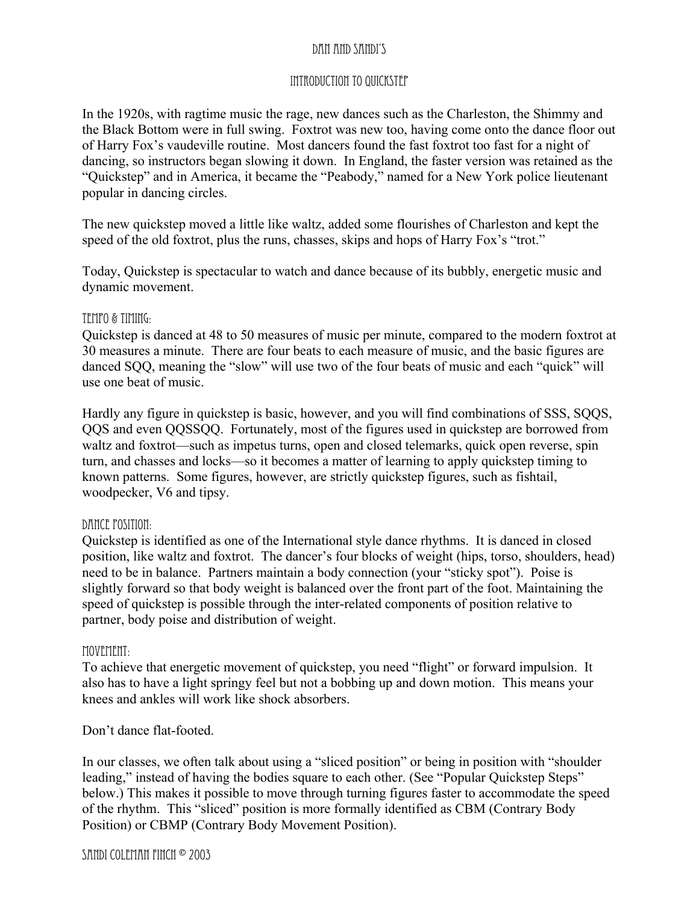# Dan and Sandi's

## Introduction to Quickstep

In the 1920s, with ragtime music the rage, new dances such as the Charleston, the Shimmy and the Black Bottom were in full swing. Foxtrot was new too, having come onto the dance floor out of Harry Fox's vaudeville routine. Most dancers found the fast foxtrot too fast for a night of dancing, so instructors began slowing it down. In England, the faster version was retained as the "Quickstep" and in America, it became the "Peabody," named for a New York police lieutenant popular in dancing circles.

The new quickstep moved a little like waltz, added some flourishes of Charleston and kept the speed of the old foxtrot, plus the runs, chasses, skips and hops of Harry Fox's "trot."

Today, Quickstep is spectacular to watch and dance because of its bubbly, energetic music and dynamic movement.

### Tempo & Timing:

Quickstep is danced at 48 to 50 measures of music per minute, compared to the modern foxtrot at 30 measures a minute. There are four beats to each measure of music, and the basic figures are danced SQQ, meaning the "slow" will use two of the four beats of music and each "quick" will use one beat of music.

Hardly any figure in quickstep is basic, however, and you will find combinations of SSS, SQQS, QQS and even QQSSQQ. Fortunately, most of the figures used in quickstep are borrowed from waltz and foxtrot—such as impetus turns, open and closed telemarks, quick open reverse, spin turn, and chasses and locks—so it becomes a matter of learning to apply quickstep timing to known patterns. Some figures, however, are strictly quickstep figures, such as fishtail, woodpecker, V6 and tipsy.

### Dance Position:

Quickstep is identified as one of the International style dance rhythms. It is danced in closed position, like waltz and foxtrot. The dancer's four blocks of weight (hips, torso, shoulders, head) need to be in balance. Partners maintain a body connection (your "sticky spot"). Poise is slightly forward so that body weight is balanced over the front part of the foot. Maintaining the speed of quickstep is possible through the inter-related components of position relative to partner, body poise and distribution of weight.

### Movement:

To achieve that energetic movement of quickstep, you need "flight" or forward impulsion. It also has to have a light springy feel but not a bobbing up and down motion. This means your knees and ankles will work like shock absorbers.

Don't dance flat-footed.

In our classes, we often talk about using a "sliced position" or being in position with "shoulder leading," instead of having the bodies square to each other. (See "Popular Quickstep Steps" below.) This makes it possible to move through turning figures faster to accommodate the speed of the rhythm. This "sliced" position is more formally identified as CBM (Contrary Body Position) or CBMP (Contrary Body Movement Position).

Sandi Coleman Finch © 2003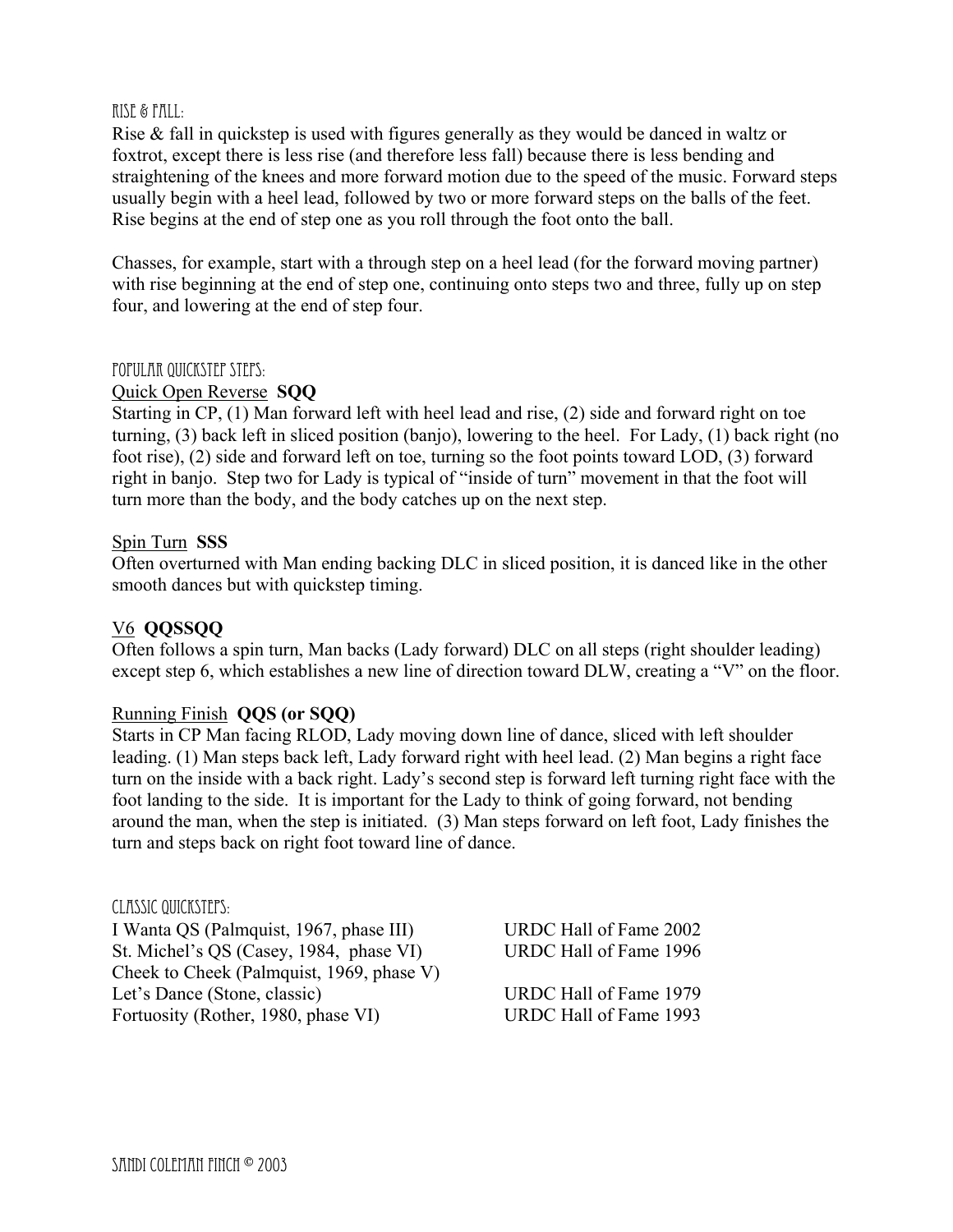## Rise & Fall:

Rise & fall in quickstep is used with figures generally as they would be danced in waltz or foxtrot, except there is less rise (and therefore less fall) because there is less bending and straightening of the knees and more forward motion due to the speed of the music. Forward steps usually begin with a heel lead, followed by two or more forward steps on the balls of the feet. Rise begins at the end of step one as you roll through the foot onto the ball.

Chasses, for example, start with a through step on a heel lead (for the forward moving partner) with rise beginning at the end of step one, continuing onto steps two and three, fully up on step four, and lowering at the end of step four.

## Popular Quickstep Steps:

Quick Open Reverse **SQQ**

Starting in CP, (1) Man forward left with heel lead and rise, (2) side and forward right on toe turning, (3) back left in sliced position (banjo), lowering to the heel. For Lady, (1) back right (no foot rise), (2) side and forward left on toe, turning so the foot points toward LOD, (3) forward right in banjo. Step two for Lady is typical of "inside of turn" movement in that the foot will turn more than the body, and the body catches up on the next step.

Spin Turn **SSS**

Often overturned with Man ending backing DLC in sliced position, it is danced like in the other smooth dances but with quickstep timing.

V6 **QQSSQQ**

Often follows a spin turn, Man backs (Lady forward) DLC on all steps (right shoulder leading) except step 6, which establishes a new line of direction toward DLW, creating a "V" on the floor.

Running Finish **QQS (or SQQ)**

Starts in CP Man facing RLOD, Lady moving down line of dance, sliced with left shoulder leading. (1) Man steps back left, Lady forward right with heel lead. (2) Man begins a right face turn on the inside with a back right. Lady's second step is forward left turning right face with the foot landing to the side. It is important for the Lady to think of going forward, not bending around the man, when the step is initiated. (3) Man steps forward on left foot, Lady finishes the turn and steps back on right foot toward line of dance.

## Classic Quicksteps:

| | |
|---|---|
| I Wanta QS (Palmquist, 1967, phase III) | URDC Hall of Fame 2002 |
| St. Michel's QS (Casey, 1984, phase VI) | URDC Hall of Fame 1996 |
| Cheek to Cheek (Palmquist, 1969, phase V) | |
| Let's Dance (Stone, classic) | URDC Hall of Fame 1979 |
| Fortuosity (Rother, 1980, phase VI) | URDC Hall of Fame 1993 |

Sandi Coleman Finch © 2003